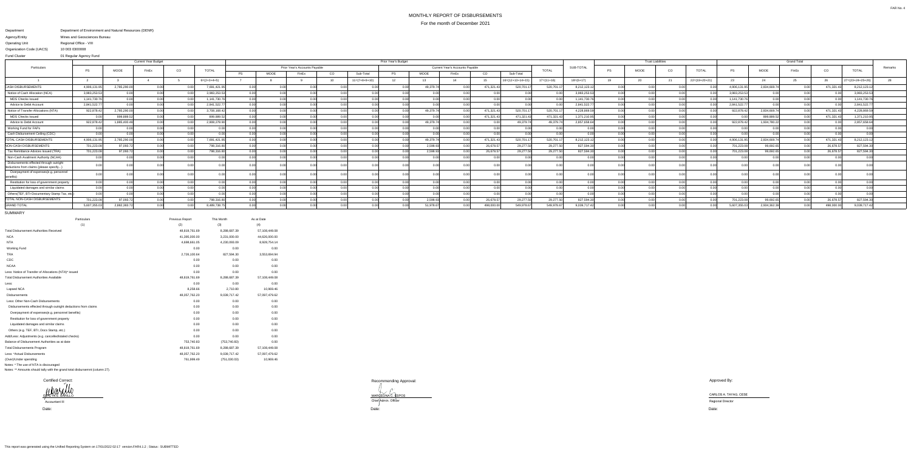FAR No. 4

# MONTHLY REPORT OF DISBURSEMENTS

For the month of December 2021

Department: Department of Environment and Natural Resources (DENR)
Agency/Entity: Mines and Geosciences Bureau
Operating Unit: Regional Office - VIII
Organization Code (UACS): 10 003 0300008
Fund Cluster: 01 Regular Agency Fund

| Particulars | Current Year Budget | | | | | Prior Year's Budget | | | | | | | | | | | | Trust Liabilities | | | | | Grand Total | | | | | Remarks |
|---|---|---|---|---|---|---|---|---|---|---|---|---|---|---|---|---|---|---|---|---|---|---|---|---|---|---|---|---|
| | | | | | | Prior Year's Accounts Payable | | | | | Current Year's Accounts Payable | | | | | | | | | | | | | | | | | |
| | PS | MOOE | FinEx | CO | TOTAL | PS | MOOE | FinEx | CO | Sub-Total | PS | MOOE | FinEx | CO | Sub-Total | TOTAL | SUB-TOTAL | PS | MOOE | CO | TOTAL | PS | MOOE | FinEx | CO | TOTAL | |
| 1 | 2 | 3 | 4 | 5 | 6=(2+3+4+5) | 7 | 8 | 9 | 10 | 11=(7+8+9+10) | 12 | 13 | 14 | 15 | 16=(12+13+14+15) | 17=(11+16) | 18=(6+17) | 19 | 20 | 21 | 22=(19+20+21) | 23 | 24 | 25 | 26 | 27=(23+24+25+26) | 28 |
| CASH DISBURSEMENTS | 4,906,131.95 | 2,785,290.00 | 0.00 | 0.00 | 7,691,421.95 | 0.00 | 0.00 | 0.00 | 0.00 | 0.00 | 0.00 | 49,379.74 | 0.00 | 471,321.43 | 520,701.17 | 520,701.17 | 8,212,123.12 | 0.00 | 0.00 | 0.00 | 0.00 | 4,906,131.95 | 2,834,669.74 | 0.00 | 471,321.43 | 8,212,123.12 | |
| Notice of Cash Allocation (NCA) | 3,983,253.53 | 0.00 | 0.00 | 0.00 | 3,983,253.53 | 0.00 | 0.00 | 0.00 | 0.00 | 0.00 | 0.00 | 0.00 | 0.00 | 0.00 | 0.00 | 0.00 | 3,983,253.53 | 0.00 | 0.00 | 0.00 | 0.00 | 3,983,253.53 | 0.00 | 0.00 | 0.00 | 3,983,253.53 | |
| MDS Checks Issued | 1,141,730.76 | 0.00 | 0.00 | 0.00 | 1,141,730.76 | 0.00 | 0.00 | 0.00 | 0.00 | 0.00 | 0.00 | 0.00 | 0.00 | 0.00 | 0.00 | 0.00 | 1,141,730.76 | 0.00 | 0.00 | 0.00 | 0.00 | 1,141,730.76 | 0.00 | 0.00 | 0.00 | 1,141,730.76 | |
| Advice to Debit Account | 2,841,522.77 | 0.00 | 0.00 | 0.00 | 2,841,522.77 | 0.00 | 0.00 | 0.00 | 0.00 | 0.00 | 0.00 | 0.00 | 0.00 | 0.00 | 0.00 | 0.00 | 2,841,522.77 | 0.00 | 0.00 | 0.00 | 0.00 | 2,841,522.77 | 0.00 | 0.00 | 0.00 | 2,841,522.77 | |
| Notice of Transfer Allocations (NTA) | 922,878.42 | 2,785,290.00 | 0.00 | 0.00 | 3,708,168.42 | 0.00 | 0.00 | 0.00 | 0.00 | 0.00 | 0.00 | 49,379.74 | 0.00 | 471,321.43 | 520,701.17 | 520,701.17 | 4,228,869.59 | 0.00 | 0.00 | 0.00 | 0.00 | 922,878.42 | 2,834,669.74 | 0.00 | 471,321.43 | 4,228,869.59 | |
| MDS Checks Issued | 0.00 | 899,889.52 | 0.00 | 0.00 | 899,889.52 | 0.00 | 0.00 | 0.00 | 0.00 | 0.00 | 0.00 | 0.00 | 0.00 | 471,321.43 | 471,321.43 | 471,321.43 | 1,371,210.95 | 0.00 | 0.00 | 0.00 | 0.00 | 0.00 | 899,889.52 | 0.00 | 471,321.43 | 1,371,210.95 | |
| Advice to Debit Account | 922,878.42 | 1,885,400.48 | 0.00 | 0.00 | 2,808,278.90 | 0.00 | 0.00 | 0.00 | 0.00 | 0.00 | 0.00 | 49,379.74 | 0.00 | 0.00 | 49,379.74 | 49,379.74 | 2,857,658.64 | 0.00 | 0.00 | 0.00 | 0.00 | 922,878.42 | 1,934,780.22 | 0.00 | 0.00 | 2,857,658.64 | |
| Working Fund for FAPs | 0.00 | 0.00 | 0.00 | 0.00 | 0.00 | 0.00 | 0.00 | 0.00 | 0.00 | 0.00 | 0.00 | 0.00 | 0.00 | 0.00 | 0.00 | 0.00 | 0.00 | 0.00 | 0.00 | 0.00 | 0.00 | 0.00 | 0.00 | 0.00 | 0.00 | 0.00 | |
| Cash Disbursement Ceiling (CDC) | 0.00 | 0.00 | 0.00 | 0.00 | 0.00 | 0.00 | 0.00 | 0.00 | 0.00 | 0.00 | 0.00 | 0.00 | 0.00 | 0.00 | 0.00 | 0.00 | 0.00 | 0.00 | 0.00 | 0.00 | 0.00 | 0.00 | 0.00 | 0.00 | 0.00 | 0.00 | |
| TOTAL CASH DISBURSEMENTS | 4,906,131.95 | 2,785,290.00 | 0.00 | 0.00 | 7,691,421.95 | 0.00 | 0.00 | 0.00 | 0.00 | 0.00 | 0.00 | 49,379.74 | 0.00 | 471,321.43 | 520,701.17 | 520,701.17 | 8,212,123.12 | 0.00 | 0.00 | 0.00 | 0.00 | 4,906,131.95 | 2,834,669.74 | 0.00 | 471,321.43 | 8,212,123.12 | |
| NON-CASH DISBURSEMENTS | 701,223.08 | 97,093.72 | 0.00 | 0.00 | 798,316.80 | 0.00 | 0.00 | 0.00 | 0.00 | 0.00 | 0.00 | 2,598.93 | 0.00 | 26,678.57 | 29,277.50 | 29,277.50 | 827,594.30 | 0.00 | 0.00 | 0.00 | 0.00 | 701,223.08 | 99,692.65 | 0.00 | 26,678.57 | 827,594.30 | |
| Tax Remittance Advices Issued (TRA) | 701,223.08 | 97,093.72 | 0.00 | 0.00 | 798,316.80 | 0.00 | 0.00 | 0.00 | 0.00 | 0.00 | 0.00 | 2,598.93 | 0.00 | 26,678.57 | 29,277.50 | 29,277.50 | 827,594.30 | 0.00 | 0.00 | 0.00 | 0.00 | 701,223.08 | 99,692.65 | 0.00 | 26,678.57 | 827,594.30 | |
| Non-Cash Availment Authority (NCAA) | 0.00 | 0.00 | 0.00 | 0.00 | 0.00 | 0.00 | 0.00 | 0.00 | 0.00 | 0.00 | 0.00 | 0.00 | 0.00 | 0.00 | 0.00 | 0.00 | 0.00 | 0.00 | 0.00 | 0.00 | 0.00 | 0.00 | 0.00 | 0.00 | 0.00 | 0.00 | |
| Disbursements effected through outright deductions from claims (please specify...) | 0.00 | 0.00 | 0.00 | 0.00 | 0.00 | 0.00 | 0.00 | 0.00 | 0.00 | 0.00 | 0.00 | 0.00 | 0.00 | 0.00 | 0.00 | 0.00 | 0.00 | 0.00 | 0.00 | 0.00 | 0.00 | 0.00 | 0.00 | 0.00 | 0.00 | 0.00 | |
| Overpayment of expenses(e.g. personnel benefits) | 0.00 | 0.00 | 0.00 | 0.00 | 0.00 | 0.00 | 0.00 | 0.00 | 0.00 | 0.00 | 0.00 | 0.00 | 0.00 | 0.00 | 0.00 | 0.00 | 0.00 | 0.00 | 0.00 | 0.00 | 0.00 | 0.00 | 0.00 | 0.00 | 0.00 | 0.00 | |
| Restitution for loss of government property | 0.00 | 0.00 | 0.00 | 0.00 | 0.00 | 0.00 | 0.00 | 0.00 | 0.00 | 0.00 | 0.00 | 0.00 | 0.00 | 0.00 | 0.00 | 0.00 | 0.00 | 0.00 | 0.00 | 0.00 | 0.00 | 0.00 | 0.00 | 0.00 | 0.00 | 0.00 | |
| Liquidated damages and similar claims | 0.00 | 0.00 | 0.00 | 0.00 | 0.00 | 0.00 | 0.00 | 0.00 | 0.00 | 0.00 | 0.00 | 0.00 | 0.00 | 0.00 | 0.00 | 0.00 | 0.00 | 0.00 | 0.00 | 0.00 | 0.00 | 0.00 | 0.00 | 0.00 | 0.00 | 0.00 | |
| Others(TEF, BTr-Documentary Stamp Tax, etc) | 0.00 | 0.00 | 0.00 | 0.00 | 0.00 | 0.00 | 0.00 | 0.00 | 0.00 | 0.00 | 0.00 | 0.00 | 0.00 | 0.00 | 0.00 | 0.00 | 0.00 | 0.00 | 0.00 | 0.00 | 0.00 | 0.00 | 0.00 | 0.00 | 0.00 | 0.00 | |
| TOTAL NON-CASH DISBURSEMENTS | 701,223.08 | 97,093.72 | 0.00 | 0.00 | 798,316.80 | 0.00 | 0.00 | 0.00 | 0.00 | 0.00 | 0.00 | 2,598.93 | 0.00 | 26,678.57 | 29,277.50 | 29,277.50 | 827,594.30 | 0.00 | 0.00 | 0.00 | 0.00 | 701,223.08 | 99,692.65 | 0.00 | 26,678.57 | 827,594.30 | |
| GRAND TOTAL | 5,607,355.03 | 2,882,383.72 | 0.00 | 0.00 | 8,489,738.75 | 0.00 | 0.00 | 0.00 | 0.00 | 0.00 | 0.00 | 51,978.67 | 0.00 | 498,000.00 | 549,978.67 | 549,978.67 | 9,039,717.42 | 0.00 | 0.00 | 0.00 | 0.00 | 5,607,355.03 | 2,934,362.39 | 0.00 | 498,000.00 | 9,039,717.42 | |

## SUMMARY

| Particulars | Previous Report | This Month | As at Date |
|---|---|---|---|
| (1) | (2) | (3) | (4) |
| Total Disbursement Authorities Received | 48,819,761.69 | 8,288,687.39 | 57,108,449.08 |
| NCA | 41,395,000.00 | 3,231,000.00 | 44,626,000.00 |
| NTA | 4,698,661.05 | 4,230,093.09 | 8,928,754.14 |
| Working Fund | 0.00 | 0.00 | 0.00 |
| TRA | 2,726,100.64 | 827,594.30 | 3,553,694.94 |
| CDC | 0.00 | 0.00 | 0.00 |
| NCAA | 0.00 | 0.00 | 0.00 |
| Less: Notice of Transfer of Allocations (NTA)* issued | 0.00 | 0.00 | 0.00 |
| Total Disbursement Authorities Available | 48,819,761.69 | 8,288,687.39 | 57,108,449.08 |
| Less: | 0.00 | 0.00 | 0.00 |
| Lapsed NCA | 8,259.86 | 2,710.00 | 10,969.46 |
| Disbursements | 48,057,762.20 | 9,039,717.42 | 57,097,479.62 |
| Less: Other Non-Cash Disbursements | 0.00 | 0.00 | 0.00 |
| Disbursements effected through outright deductions from claims | 0.00 | 0.00 | 0.00 |
| Overpayment of expenses(e.g. personnel benefits) | 0.00 | 0.00 | 0.00 |
| Restitution for loss of government property | 0.00 | 0.00 | 0.00 |
| Liquidated damages and similar claims | 0.00 | 0.00 | 0.00 |
| Others (e.g. TEF, BTr, Docs Stamp, etc.) | 0.00 | 0.00 | 0.00 |
| Add/Less: Adjustments (e.g. cancelled/staled checks) | 0.00 | 0.00 | 0.00 |
| Balance of Disbursement Authorities as at date | 753,740.83 | (753,740.83) | 0.00 |
| Total Disbursements Program | 48,819,761.69 | 8,288,687.39 | 57,108,449.08 |
| Less: *Actual Disbursements | 48,057,762.20 | 9,039,717.42 | 57,097,479.62 |
| (Over)/Under spending | 761,999.49 | (751,030.03) | 10,969.46 |

Notes: * The use of NTA is discouraged

Notes: ** Amounts should tally with the grand total disbursemnt (column 27).

Certified Correct:

EVELYN E. BARILLO
Accountant III

Date:

Recommending Approval:

MARISELNA C. ESPOS
Chief Admin. Officer

Date:

Approved By:

CARLOS A. TAYAG, CESE
Regional Director

Date:

This report was generated using the Unified Reporting System on 17/01/2022 02:17 version.FAR4.1.2 ; Status : SUBMITTED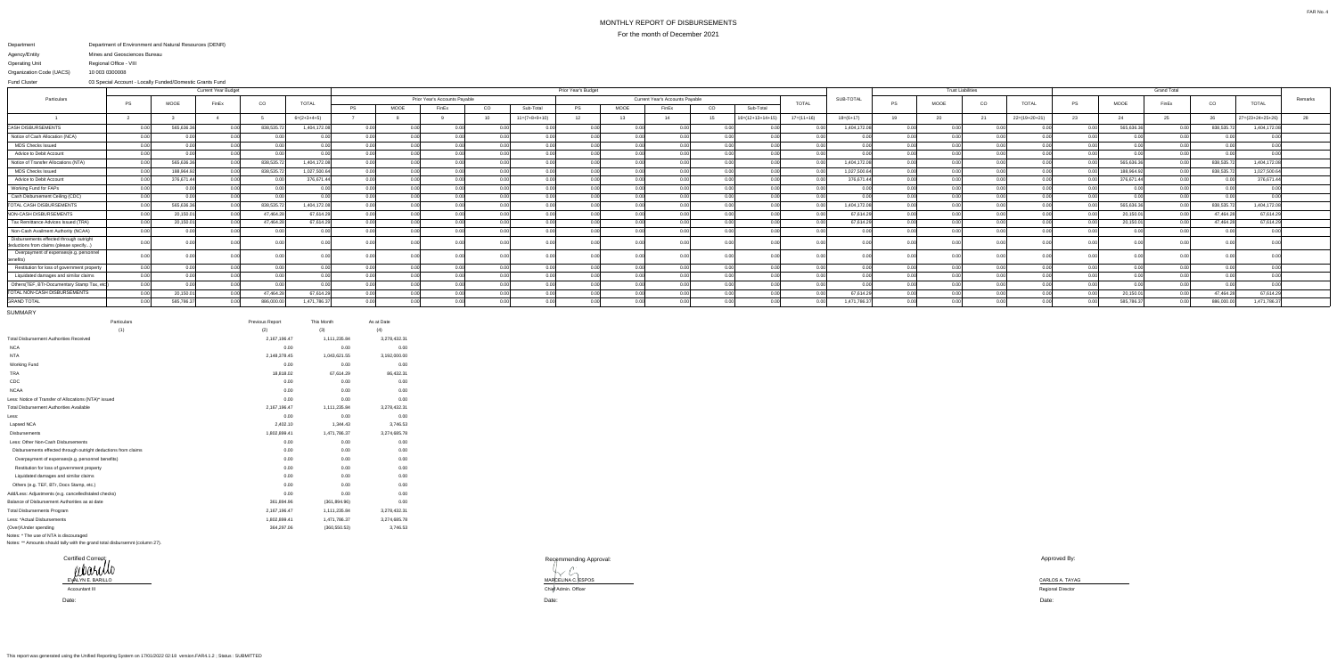FAR No. 4

# MONTHLY REPORT OF DISBURSEMENTS

For the month of December 2021

Department: Department of Environment and Natural Resources (DENR)
Agency/Entity: Mines and Geosciences Bureau
Operating Unit: Regional Office - VIII
Organization Code (UACS): 10 003 0300008
Fund Cluster: 03 Special Account - Locally Funded/Domestic Grants Fund

| Particulars | Current Year Budget | | | | | Prior Year's Budget | | | | | | | | | | | | | Trust Liabilities | | | | Grand Total | | | | | Remarks |
|---|---|---|---|---|---|---|---|---|---|---|---|---|---|---|---|---|---|---|---|---|---|---|---|---|---|---|---|---|
| | | | | | | Prior Year's Accounts Payable | | | | | Current Year's Accounts Payable | | | | | TOTAL | SUB-TOTAL | | | | | | | | | | |
| | PS | MOOE | FinEx | CO | TOTAL | PS | MOOE | FinEx | CO | Sub-Total | PS | MOOE | FinEx | CO | Sub-Total | | | PS | MOOE | CO | TOTAL | PS | MOOE | FinEx | CO | TOTAL | |
| 1 | 2 | 3 | 4 | 5 | 6=(2+3+4+5) | 7 | 8 | 9 | 10 | 11=(7+8+9+10) | 12 | 13 | 14 | 15 | 16=(12+13+14+15) | 17=(11+16) | 18=(6+17) | 19 | 20 | 21 | 22=(19+20+21) | 23 | 24 | 25 | 26 | 27=(23+24+25+26) | 28 |
| CASH DISBURSEMENTS | 0.00 | 565,636.36 | 0.00 | 838,535.72 | 1,404,172.08 | 0.00 | 0.00 | 0.00 | 0.00 | 0.00 | 0.00 | 0.00 | 0.00 | 0.00 | 0.00 | 0.00 | 1,404,172.08 | 0.00 | 0.00 | 0.00 | 0.00 | 0.00 | 565,636.36 | 0.00 | 838,535.72 | 1,404,172.08 | |
| Notice of Cash Allocation (NCA) | 0.00 | 0.00 | 0.00 | 0.00 | 0.00 | 0.00 | 0.00 | 0.00 | 0.00 | 0.00 | 0.00 | 0.00 | 0.00 | 0.00 | 0.00 | 0.00 | 0.00 | 0.00 | 0.00 | 0.00 | 0.00 | 0.00 | 0.00 | 0.00 | 0.00 | 0.00 | |
| MDS Checks Issued | 0.00 | 0.00 | 0.00 | 0.00 | 0.00 | 0.00 | 0.00 | 0.00 | 0.00 | 0.00 | 0.00 | 0.00 | 0.00 | 0.00 | 0.00 | 0.00 | 0.00 | 0.00 | 0.00 | 0.00 | 0.00 | 0.00 | 0.00 | 0.00 | 0.00 | 0.00 | |
| Advice to Debit Account | 0.00 | 0.00 | 0.00 | 0.00 | 0.00 | 0.00 | 0.00 | 0.00 | 0.00 | 0.00 | 0.00 | 0.00 | 0.00 | 0.00 | 0.00 | 0.00 | 0.00 | 0.00 | 0.00 | 0.00 | 0.00 | 0.00 | 0.00 | 0.00 | 0.00 | 0.00 | |
| Notice of Transfer Allocations (NTA) | 0.00 | 565,636.36 | 0.00 | 838,535.72 | 1,404,172.08 | 0.00 | 0.00 | 0.00 | 0.00 | 0.00 | 0.00 | 0.00 | 0.00 | 0.00 | 0.00 | 0.00 | 1,404,172.08 | 0.00 | 0.00 | 0.00 | 0.00 | 0.00 | 565,636.36 | 0.00 | 838,535.72 | 1,404,172.08 | |
| MDS Checks Issued | 0.00 | 188,964.92 | 0.00 | 838,535.72 | 1,027,500.64 | 0.00 | 0.00 | 0.00 | 0.00 | 0.00 | 0.00 | 0.00 | 0.00 | 0.00 | 0.00 | 0.00 | 1,027,500.64 | 0.00 | 0.00 | 0.00 | 0.00 | 0.00 | 188,964.92 | 0.00 | 838,535.72 | 1,027,500.64 | |
| Advice to Debit Account | 0.00 | 376,671.44 | 0.00 | 0.00 | 376,671.44 | 0.00 | 0.00 | 0.00 | 0.00 | 0.00 | 0.00 | 0.00 | 0.00 | 0.00 | 0.00 | 0.00 | 376,671.44 | 0.00 | 0.00 | 0.00 | 0.00 | 0.00 | 376,671.44 | 0.00 | 0.00 | 376,671.44 | |
| Working Fund for FAPs | 0.00 | 0.00 | 0.00 | 0.00 | 0.00 | 0.00 | 0.00 | 0.00 | 0.00 | 0.00 | 0.00 | 0.00 | 0.00 | 0.00 | 0.00 | 0.00 | 0.00 | 0.00 | 0.00 | 0.00 | 0.00 | 0.00 | 0.00 | 0.00 | 0.00 | 0.00 | |
| Cash Disbursement Ceiling (CDC) | 0.00 | 0.00 | 0.00 | 0.00 | 0.00 | 0.00 | 0.00 | 0.00 | 0.00 | 0.00 | 0.00 | 0.00 | 0.00 | 0.00 | 0.00 | 0.00 | 0.00 | 0.00 | 0.00 | 0.00 | 0.00 | 0.00 | 0.00 | 0.00 | 0.00 | 0.00 | |
| TOTAL CASH DISBURSEMENTS | 0.00 | 565,636.36 | 0.00 | 838,535.72 | 1,404,172.08 | 0.00 | 0.00 | 0.00 | 0.00 | 0.00 | 0.00 | 0.00 | 0.00 | 0.00 | 0.00 | 0.00 | 1,404,172.08 | 0.00 | 0.00 | 0.00 | 0.00 | 0.00 | 565,636.36 | 0.00 | 838,535.72 | 1,404,172.08 | |
| NON-CASH DISBURSEMENTS | 0.00 | 20,150.01 | 0.00 | 47,464.28 | 67,614.29 | 0.00 | 0.00 | 0.00 | 0.00 | 0.00 | 0.00 | 0.00 | 0.00 | 0.00 | 0.00 | 0.00 | 67,614.29 | 0.00 | 0.00 | 0.00 | 0.00 | 0.00 | 20,150.01 | 0.00 | 47,464.28 | 67,614.29 | |
| Tax Remittance Advices Issued (TRA) | 0.00 | 20,150.01 | 0.00 | 47,464.28 | 67,614.29 | 0.00 | 0.00 | 0.00 | 0.00 | 0.00 | 0.00 | 0.00 | 0.00 | 0.00 | 0.00 | 0.00 | 67,614.29 | 0.00 | 0.00 | 0.00 | 0.00 | 0.00 | 20,150.01 | 0.00 | 47,464.28 | 67,614.29 | |
| Non-Cash Availment Authority (NCAA) | 0.00 | 0.00 | 0.00 | 0.00 | 0.00 | 0.00 | 0.00 | 0.00 | 0.00 | 0.00 | 0.00 | 0.00 | 0.00 | 0.00 | 0.00 | 0.00 | 0.00 | 0.00 | 0.00 | 0.00 | 0.00 | 0.00 | 0.00 | 0.00 | 0.00 | 0.00 | |
| Disbursements effected through outright deductions from claims (please specify...) | 0.00 | 0.00 | 0.00 | 0.00 | 0.00 | 0.00 | 0.00 | 0.00 | 0.00 | 0.00 | 0.00 | 0.00 | 0.00 | 0.00 | 0.00 | 0.00 | 0.00 | 0.00 | 0.00 | 0.00 | 0.00 | 0.00 | 0.00 | 0.00 | 0.00 | 0.00 | |
| Overpayment of expenses(e.g. personnel benefits) | 0.00 | 0.00 | 0.00 | 0.00 | 0.00 | 0.00 | 0.00 | 0.00 | 0.00 | 0.00 | 0.00 | 0.00 | 0.00 | 0.00 | 0.00 | 0.00 | 0.00 | 0.00 | 0.00 | 0.00 | 0.00 | 0.00 | 0.00 | 0.00 | 0.00 | 0.00 | |
| Restitution for loss of government property | 0.00 | 0.00 | 0.00 | 0.00 | 0.00 | 0.00 | 0.00 | 0.00 | 0.00 | 0.00 | 0.00 | 0.00 | 0.00 | 0.00 | 0.00 | 0.00 | 0.00 | 0.00 | 0.00 | 0.00 | 0.00 | 0.00 | 0.00 | 0.00 | 0.00 | 0.00 | |
| Liquidated damages and similar claims | 0.00 | 0.00 | 0.00 | 0.00 | 0.00 | 0.00 | 0.00 | 0.00 | 0.00 | 0.00 | 0.00 | 0.00 | 0.00 | 0.00 | 0.00 | 0.00 | 0.00 | 0.00 | 0.00 | 0.00 | 0.00 | 0.00 | 0.00 | 0.00 | 0.00 | 0.00 | |
| Others(TEF, BTr-Documentary Stamp Tax, etc) | 0.00 | 0.00 | 0.00 | 0.00 | 0.00 | 0.00 | 0.00 | 0.00 | 0.00 | 0.00 | 0.00 | 0.00 | 0.00 | 0.00 | 0.00 | 0.00 | 0.00 | 0.00 | 0.00 | 0.00 | 0.00 | 0.00 | 0.00 | 0.00 | 0.00 | 0.00 | |
| TOTAL NON-CASH DISBURSEMENTS | 0.00 | 20,150.01 | 0.00 | 47,464.28 | 67,614.29 | 0.00 | 0.00 | 0.00 | 0.00 | 0.00 | 0.00 | 0.00 | 0.00 | 0.00 | 0.00 | 0.00 | 67,614.29 | 0.00 | 0.00 | 0.00 | 0.00 | 0.00 | 20,150.01 | 0.00 | 47,464.28 | 67,614.29 | |
| GRAND TOTAL | 0.00 | 585,786.37 | 0.00 | 886,000.00 | 1,471,786.37 | 0.00 | 0.00 | 0.00 | 0.00 | 0.00 | 0.00 | 0.00 | 0.00 | 0.00 | 0.00 | 0.00 | 1,471,786.37 | 0.00 | 0.00 | 0.00 | 0.00 | 0.00 | 585,786.37 | 0.00 | 886,000.00 | 1,471,786.37 | |

SUMMARY

| Particulars | Previous Report | This Month | As at Date |
|---|---|---|---|
| (1) | (2) | (3) | (4) |
| Total Disbursement Authorities Received | 2,167,196.47 | 1,111,235.84 | 3,278,432.31 |
| NCA | 0.00 | 0.00 | 0.00 |
| NTA | 2,148,378.45 | 1,043,621.55 | 3,192,000.00 |
| Working Fund | 0.00 | 0.00 | 0.00 |
| TRA | 18,818.02 | 67,614.29 | 86,432.31 |
| CDC | 0.00 | 0.00 | 0.00 |
| NCAA | 0.00 | 0.00 | 0.00 |
| Less: Notice of Transfer of Allocations (NTA)* issued | 0.00 | 0.00 | 0.00 |
| Total Disbursement Authorities Available | 2,167,196.47 | 1,111,235.84 | 3,278,432.31 |
| Less: | 0.00 | 0.00 | 0.00 |
| Lapsed NCA | 2,402.10 | 1,344.43 | 3,746.53 |
| Disbursements | 1,802,899.41 | 1,471,786.37 | 3,274,685.78 |
| Less: Other Non-Cash Disbursements | 0.00 | 0.00 | 0.00 |
| Disbursements effected through outright deductions from claims | 0.00 | 0.00 | 0.00 |
| Overpayment of expenses(e.g. personnel benefits) | 0.00 | 0.00 | 0.00 |
| Restitution for loss of government property | 0.00 | 0.00 | 0.00 |
| Liquidated damages and similar claims | 0.00 | 0.00 | 0.00 |
| Others (e.g. TEF, BTr, Docs Stamp, etc.) | 0.00 | 0.00 | 0.00 |
| Add/Less: Adjustments (e.g. cancelled/staled checks) | 0.00 | 0.00 | 0.00 |
| Balance of Disbursement Authorities as at date | 361,894.96 | (361,894.96) | 0.00 |
| Total Disbursements Program | 2,167,196.47 | 1,111,235.84 | 3,278,432.31 |
| Less: *Actual Disbursements | 1,802,899.41 | 1,471,786.37 | 3,274,685.78 |
| (Over)/Under spending | 364,297.06 | (360,550.53) | 3,746.53 |

Notes: * The use of NTA is discouraged

Notes: ** Amounts should tally with the grand total disbursemnt (column 27).

Certified Correct:

EVALYN E. BARILLO
Accountant III

Date:

Recommending Approval:

MARCELINA C. ESPOS
Chief Admin. Officer

Date:

Approved By:

CARLOS A. TAYAG
Regional Director

Date:

This report was generated using the Unified Reporting System on 17/01/2022 02:19 version.FAR4.1.2 ; Status : SUBMITTED